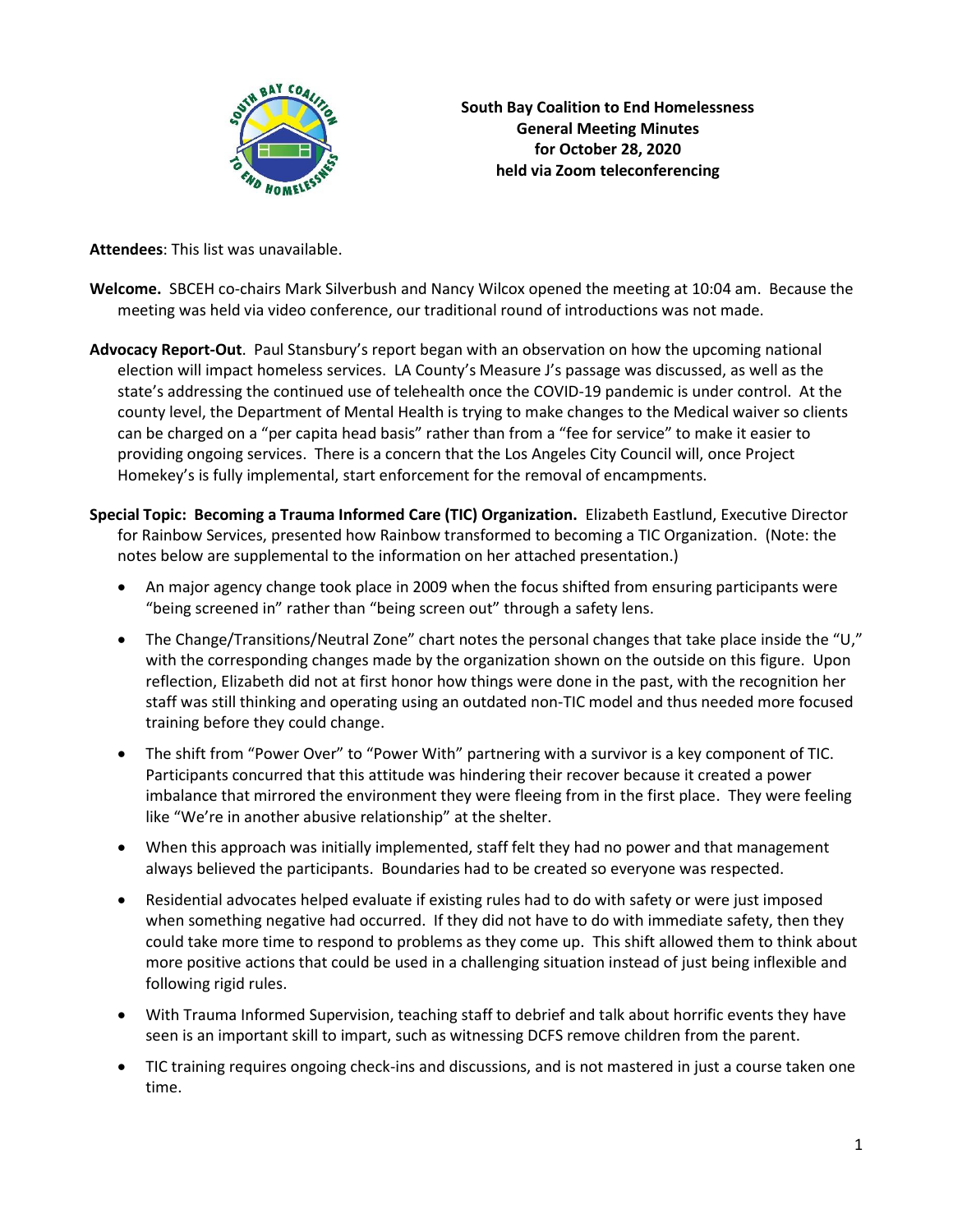**South Bay Coalition to End Homelessness**
**General Meeting Minutes**
**for October 28, 2020**
**held via Zoom teleconferencing**

**Attendees**: This list was unavailable.

**Welcome.** SBCEH co-chairs Mark Silverbush and Nancy Wilcox opened the meeting at 10:04 am. Because the meeting was held via video conference, our traditional round of introductions was not made.

**Advocacy Report-Out**. Paul Stansbury's report began with an observation on how the upcoming national election will impact homeless services. LA County's Measure J's passage was discussed, as well as the state's addressing the continued use of telehealth once the COVID-19 pandemic is under control. At the county level, the Department of Mental Health is trying to make changes to the Medical waiver so clients can be charged on a "per capita head basis" rather than from a "fee for service" to make it easier to providing ongoing services. There is a concern that the Los Angeles City Council will, once Project Homekey's is fully implemental, start enforcement for the removal of encampments.

**Special Topic: Becoming a Trauma Informed Care (TIC) Organization.** Elizabeth Eastlund, Executive Director for Rainbow Services, presented how Rainbow transformed to becoming a TIC Organization. (Note: the notes below are supplemental to the information on her attached presentation.)

- An major agency change took place in 2009 when the focus shifted from ensuring participants were "being screened in" rather than "being screen out" through a safety lens.
- The Change/Transitions/Neutral Zone" chart notes the personal changes that take place inside the "U," with the corresponding changes made by the organization shown on the outside on this figure. Upon reflection, Elizabeth did not at first honor how things were done in the past, with the recognition her staff was still thinking and operating using an outdated non-TIC model and thus needed more focused training before they could change.
- The shift from "Power Over" to "Power With" partnering with a survivor is a key component of TIC. Participants concurred that this attitude was hindering their recover because it created a power imbalance that mirrored the environment they were fleeing from in the first place. They were feeling like "We're in another abusive relationship" at the shelter.
- When this approach was initially implemented, staff felt they had no power and that management always believed the participants. Boundaries had to be created so everyone was respected.
- Residential advocates helped evaluate if existing rules had to do with safety or were just imposed when something negative had occurred. If they did not have to do with immediate safety, then they could take more time to respond to problems as they come up. This shift allowed them to think about more positive actions that could be used in a challenging situation instead of just being inflexible and following rigid rules.
- With Trauma Informed Supervision, teaching staff to debrief and talk about horrific events they have seen is an important skill to impart, such as witnessing DCFS remove children from the parent.
- TIC training requires ongoing check-ins and discussions, and is not mastered in just a course taken one time.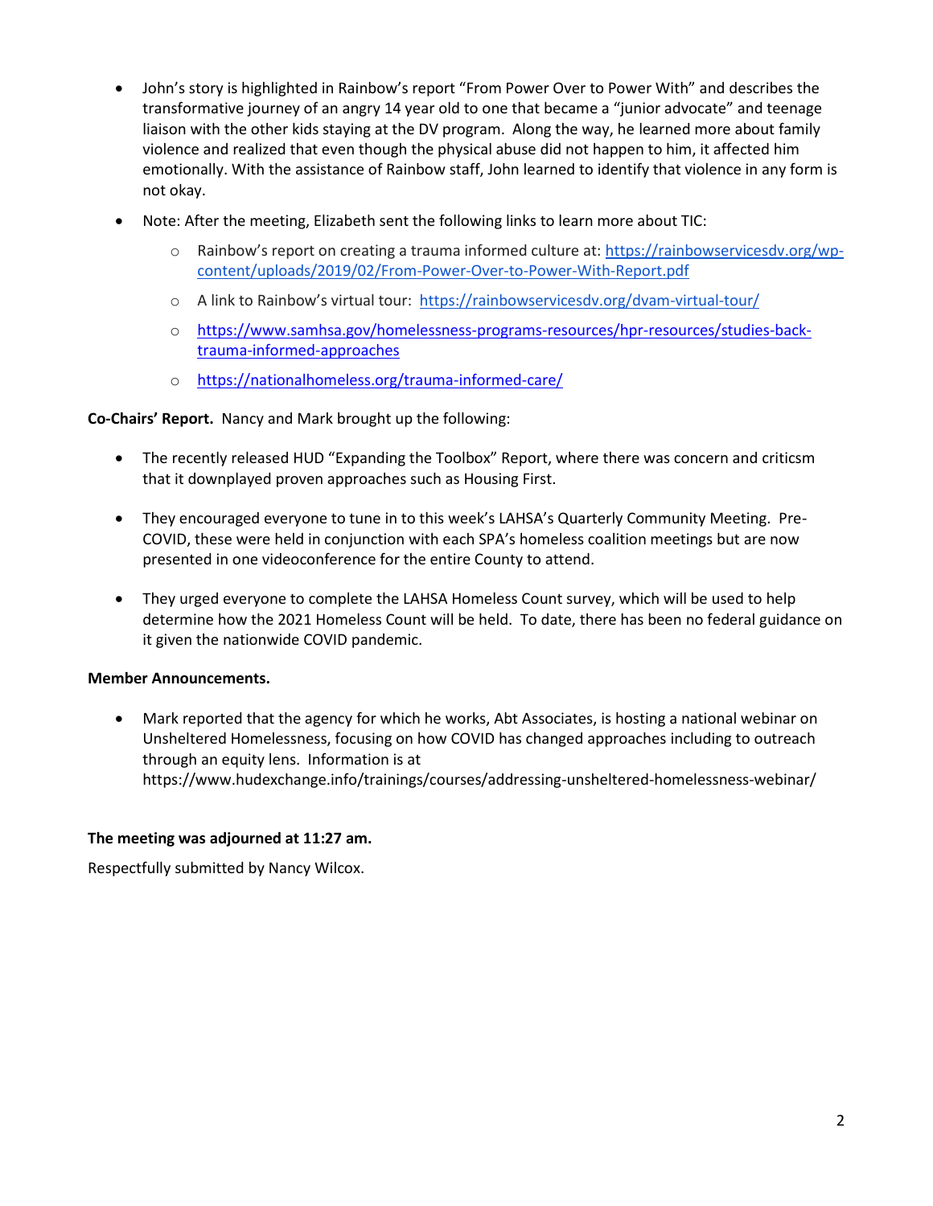- John's story is highlighted in Rainbow's report "From Power Over to Power With" and describes the transformative journey of an angry 14 year old to one that became a "junior advocate" and teenage liaison with the other kids staying at the DV program. Along the way, he learned more about family violence and realized that even though the physical abuse did not happen to him, it affected him emotionally. With the assistance of Rainbow staff, John learned to identify that violence in any form is not okay.
- Note: After the meeting, Elizabeth sent the following links to learn more about TIC:
  - Rainbow's report on creating a trauma informed culture at: https://rainbowservicesdv.org/wp-content/uploads/2019/02/From-Power-Over-to-Power-With-Report.pdf
  - A link to Rainbow's virtual tour: https://rainbowservicesdv.org/dvam-virtual-tour/
  - https://www.samhsa.gov/homelessness-programs-resources/hpr-resources/studies-back-trauma-informed-approaches
  - https://nationalhomeless.org/trauma-informed-care/

**Co-Chairs' Report.** Nancy and Mark brought up the following:

- The recently released HUD "Expanding the Toolbox" Report, where there was concern and criticsm that it downplayed proven approaches such as Housing First.
- They encouraged everyone to tune in to this week's LAHSA's Quarterly Community Meeting. Pre-COVID, these were held in conjunction with each SPA's homeless coalition meetings but are now presented in one videoconference for the entire County to attend.
- They urged everyone to complete the LAHSA Homeless Count survey, which will be used to help determine how the 2021 Homeless Count will be held. To date, there has been no federal guidance on it given the nationwide COVID pandemic.

**Member Announcements.**

- Mark reported that the agency for which he works, Abt Associates, is hosting a national webinar on Unsheltered Homelessness, focusing on how COVID has changed approaches including to outreach through an equity lens. Information is at https://www.hudexchange.info/trainings/courses/addressing-unsheltered-homelessness-webinar/

**The meeting was adjourned at 11:27 am.**

Respectfully submitted by Nancy Wilcox.